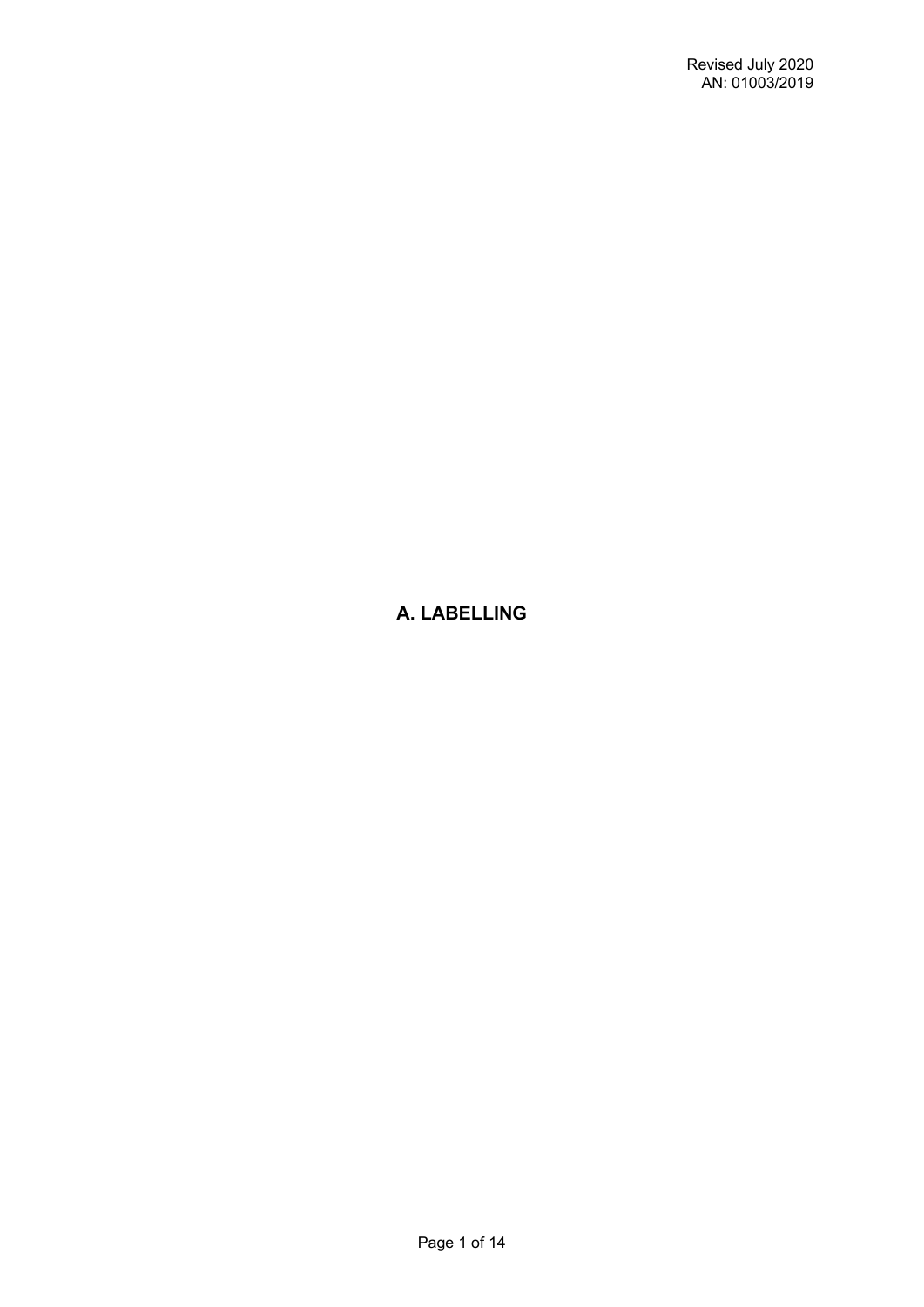# A. LABELLING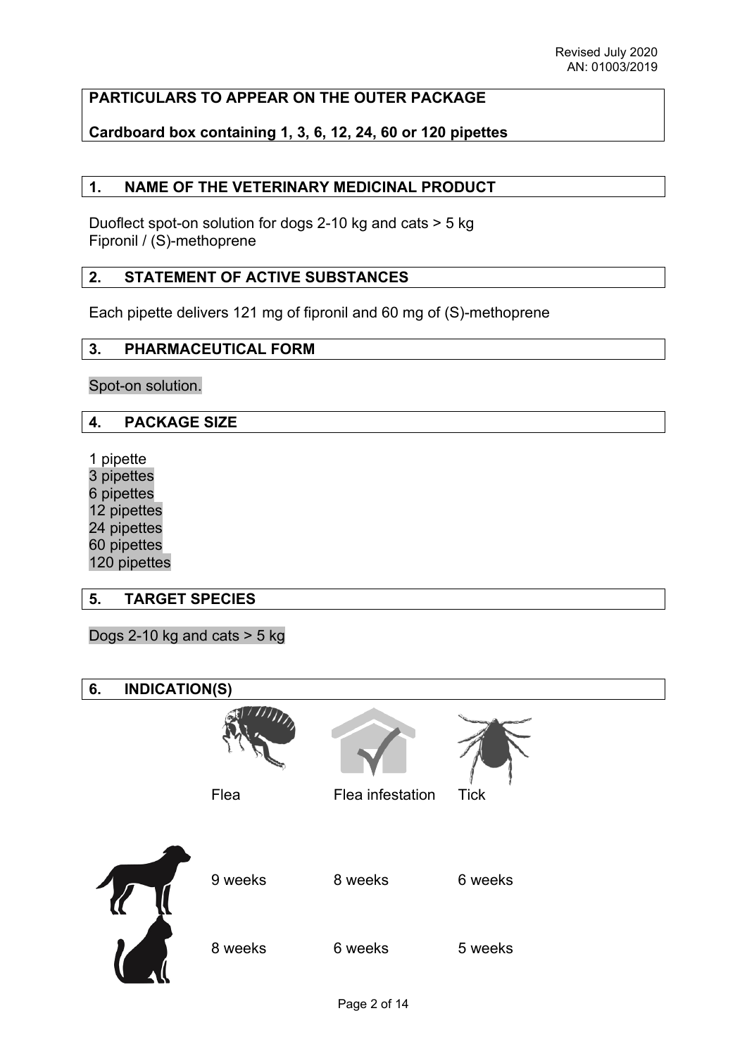Revised July 2020
AN: 01003/2019

**PARTICULARS TO APPEAR ON THE OUTER PACKAGE**

**Cardboard box containing 1, 3, 6, 12, 24, 60 or 120 pipettes**

## 1. NAME OF THE VETERINARY MEDICINAL PRODUCT

Duoflect spot-on solution for dogs 2-10 kg and cats > 5 kg
Fipronil / (S)-methoprene

## 2. STATEMENT OF ACTIVE SUBSTANCES

Each pipette delivers 121 mg of fipronil and 60 mg of (S)-methoprene

## 3. PHARMACEUTICAL FORM

Spot-on solution.

## 4. PACKAGE SIZE

1 pipette
3 pipettes
6 pipettes
12 pipettes
24 pipettes
60 pipettes
120 pipettes

## 5. TARGET SPECIES

Dogs 2-10 kg and cats > 5 kg

## 6. INDICATION(S)

| | Flea | Flea infestation | Tick |
|---|---|---|---|
| Dog | 9 weeks | 8 weeks | 6 weeks |
| Cat | 8 weeks | 6 weeks | 5 weeks |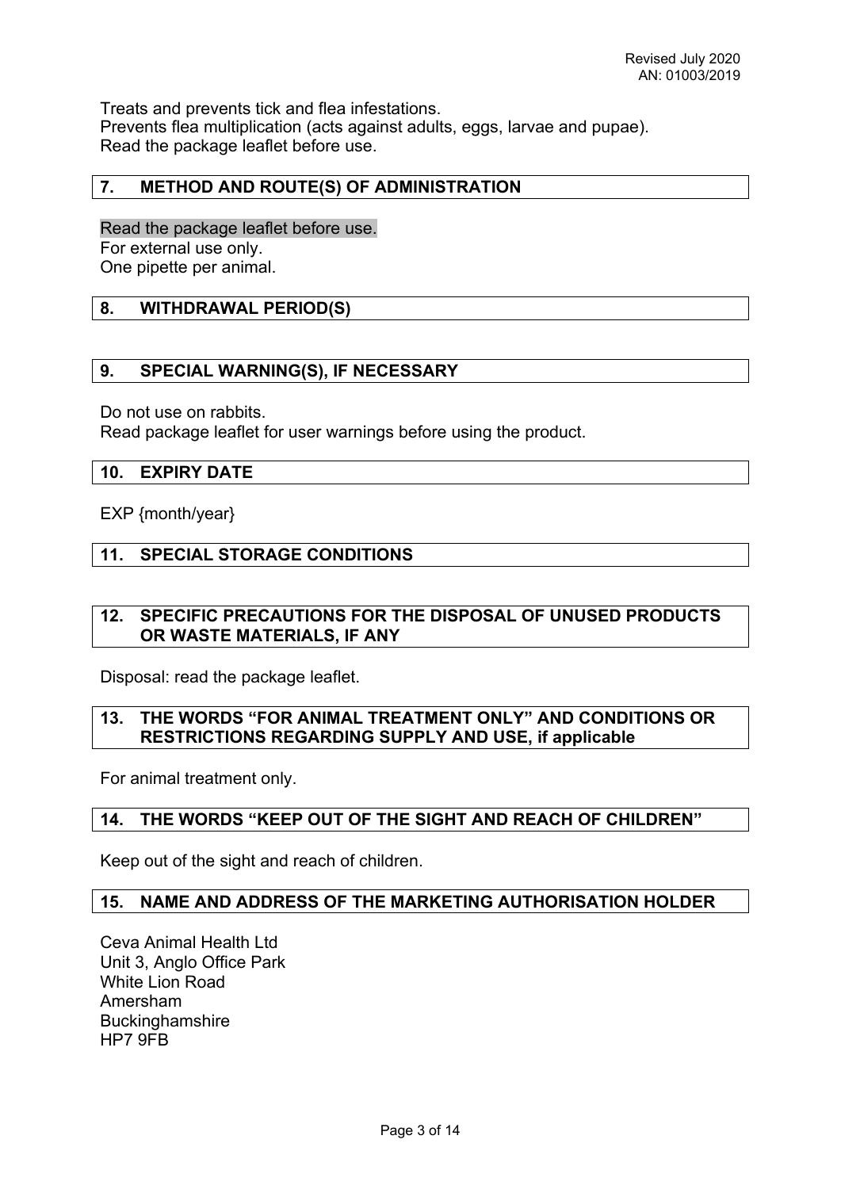Revised July 2020
AN: 01003/2019

Treats and prevents tick and flea infestations.
Prevents flea multiplication (acts against adults, eggs, larvae and pupae).
Read the package leaflet before use.

## 7. METHOD AND ROUTE(S) OF ADMINISTRATION

Read the package leaflet before use.
For external use only.
One pipette per animal.

## 8. WITHDRAWAL PERIOD(S)

## 9. SPECIAL WARNING(S), IF NECESSARY

Do not use on rabbits.
Read package leaflet for user warnings before using the product.

## 10. EXPIRY DATE

EXP {month/year}

## 11. SPECIAL STORAGE CONDITIONS

## 12. SPECIFIC PRECAUTIONS FOR THE DISPOSAL OF UNUSED PRODUCTS OR WASTE MATERIALS, IF ANY

Disposal: read the package leaflet.

## 13. THE WORDS "FOR ANIMAL TREATMENT ONLY" AND CONDITIONS OR RESTRICTIONS REGARDING SUPPLY AND USE, if applicable

For animal treatment only.

## 14. THE WORDS "KEEP OUT OF THE SIGHT AND REACH OF CHILDREN"

Keep out of the sight and reach of children.

## 15. NAME AND ADDRESS OF THE MARKETING AUTHORISATION HOLDER

Ceva Animal Health Ltd
Unit 3, Anglo Office Park
White Lion Road
Amersham
Buckinghamshire
HP7 9FB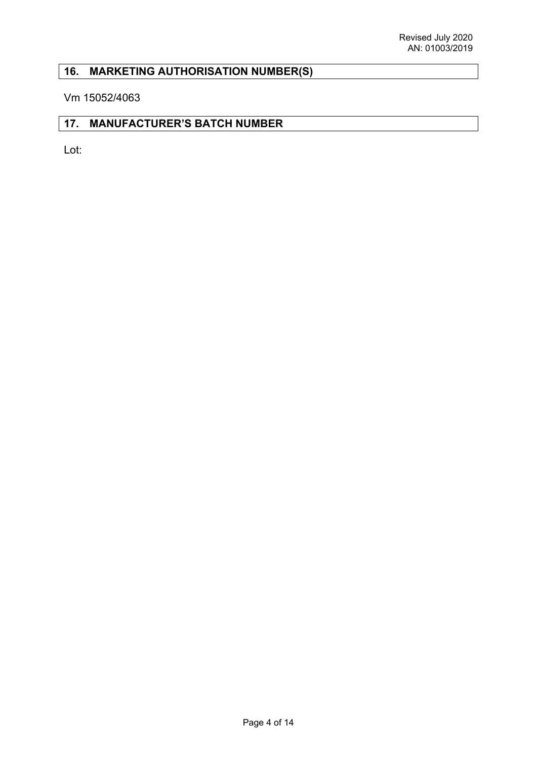## 16. MARKETING AUTHORISATION NUMBER(S)

Vm 15052/4063

## 17. MANUFACTURER'S BATCH NUMBER

Lot: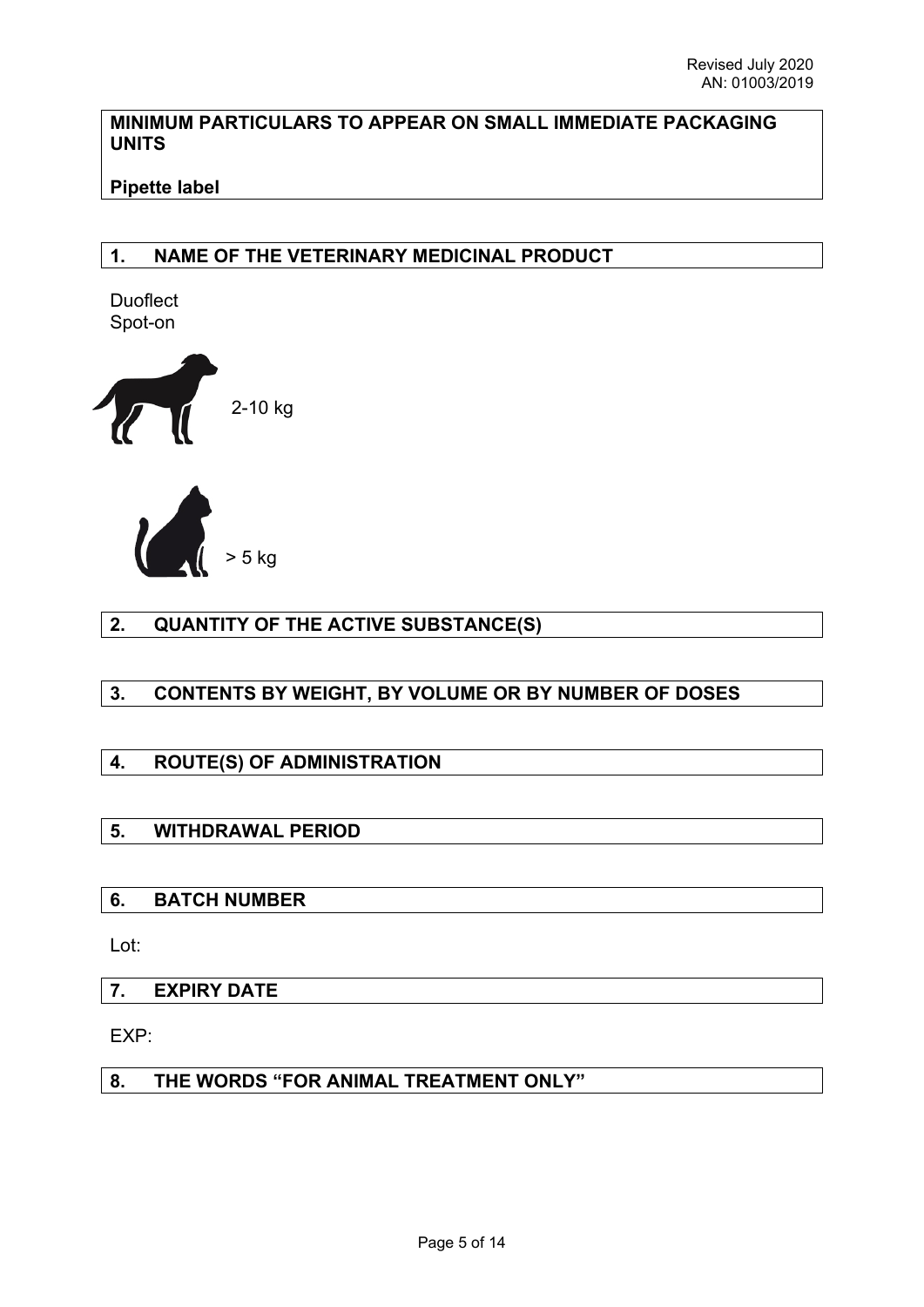Revised July 2020
AN: 01003/2019

**MINIMUM PARTICULARS TO APPEAR ON SMALL IMMEDIATE PACKAGING UNITS**

**Pipette label**

## 1. NAME OF THE VETERINARY MEDICINAL PRODUCT

Duoflect
Spot-on

2-10 kg

> 5 kg

## 2. QUANTITY OF THE ACTIVE SUBSTANCE(S)

## 3. CONTENTS BY WEIGHT, BY VOLUME OR BY NUMBER OF DOSES

## 4. ROUTE(S) OF ADMINISTRATION

## 5. WITHDRAWAL PERIOD

## 6. BATCH NUMBER

Lot:

## 7. EXPIRY DATE

EXP:

## 8. THE WORDS "FOR ANIMAL TREATMENT ONLY"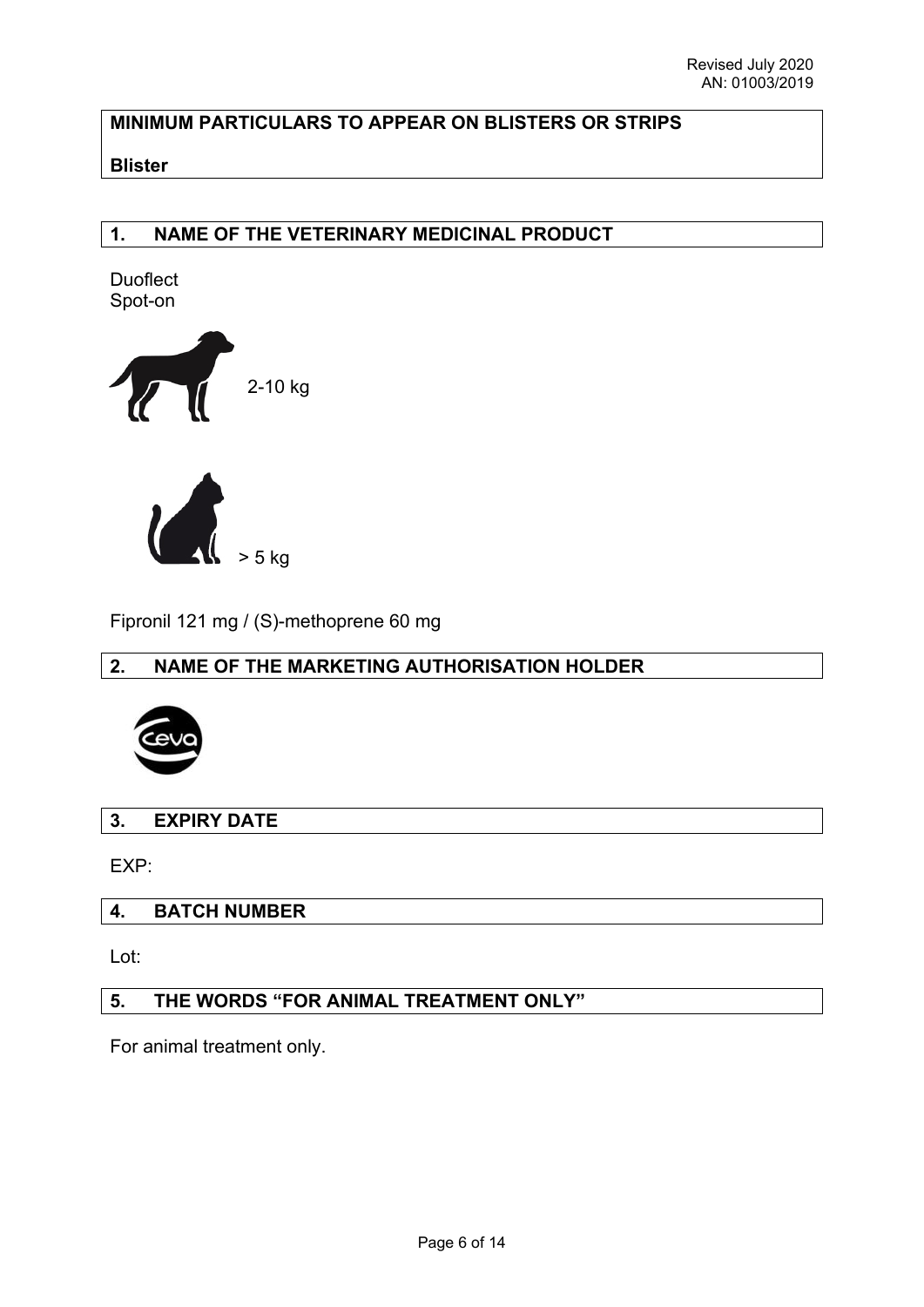Revised July 2020
AN: 01003/2019

**MINIMUM PARTICULARS TO APPEAR ON BLISTERS OR STRIPS**

**Blister**

## 1. NAME OF THE VETERINARY MEDICINAL PRODUCT

Duoflect
Spot-on

2-10 kg

> 5 kg

Fipronil 121 mg / (S)-methoprene 60 mg

## 2. NAME OF THE MARKETING AUTHORISATION HOLDER

Ceva

## 3. EXPIRY DATE

EXP:

## 4. BATCH NUMBER

Lot:

## 5. THE WORDS "FOR ANIMAL TREATMENT ONLY"

For animal treatment only.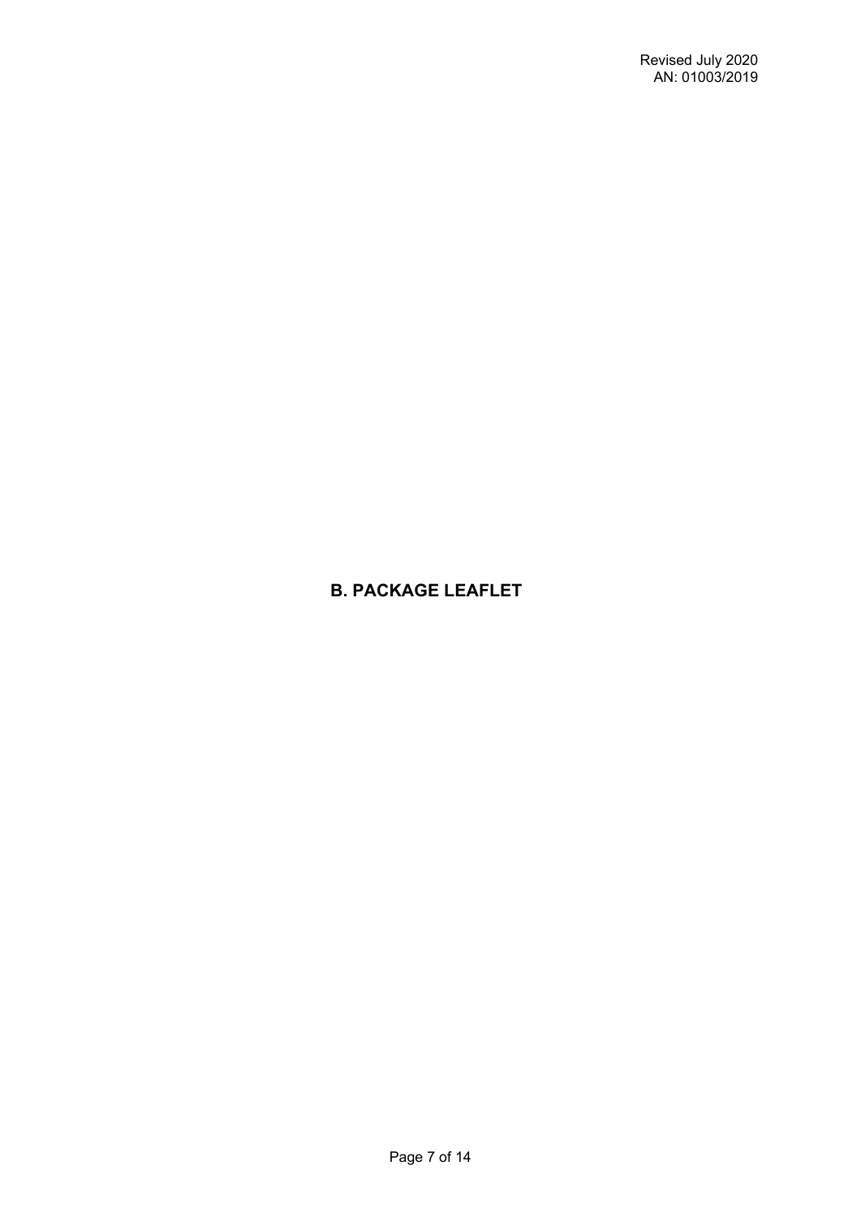# B. PACKAGE LEAFLET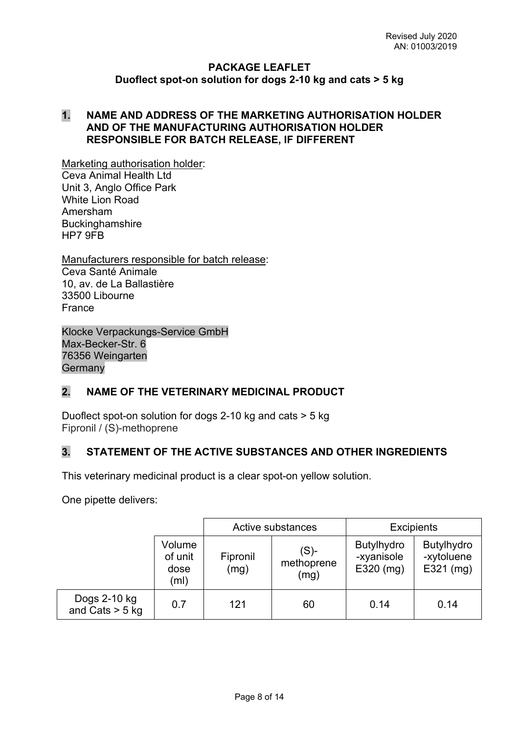Revised July 2020
AN: 01003/2019

**PACKAGE LEAFLET**
**Duoflect spot-on solution for dogs 2-10 kg and cats > 5 kg**

## 1. NAME AND ADDRESS OF THE MARKETING AUTHORISATION HOLDER AND OF THE MANUFACTURING AUTHORISATION HOLDER RESPONSIBLE FOR BATCH RELEASE, IF DIFFERENT

Marketing authorisation holder:
Ceva Animal Health Ltd
Unit 3, Anglo Office Park
White Lion Road
Amersham
Buckinghamshire
HP7 9FB

Manufacturers responsible for batch release:
Ceva Santé Animale
10, av. de La Ballastière
33500 Libourne
France

Klocke Verpackungs-Service GmbH
Max-Becker-Str. 6
76356 Weingarten
Germany

## 2. NAME OF THE VETERINARY MEDICINAL PRODUCT

Duoflect spot-on solution for dogs 2-10 kg and cats > 5 kg
Fipronil / (S)-methoprene

## 3. STATEMENT OF THE ACTIVE SUBSTANCES AND OTHER INGREDIENTS

This veterinary medicinal product is a clear spot-on yellow solution.

One pipette delivers:

| | | Active substances | | Excipients | |
|---|---|---|---|---|---|
| | Volume of unit dose (ml) | Fipronil (mg) | (S)-methoprene (mg) | Butylhydro-xyanisole E320 (mg) | Butylhydro-xytoluene E321 (mg) |
| Dogs 2-10 kg and Cats > 5 kg | 0.7 | 121 | 60 | 0.14 | 0.14 |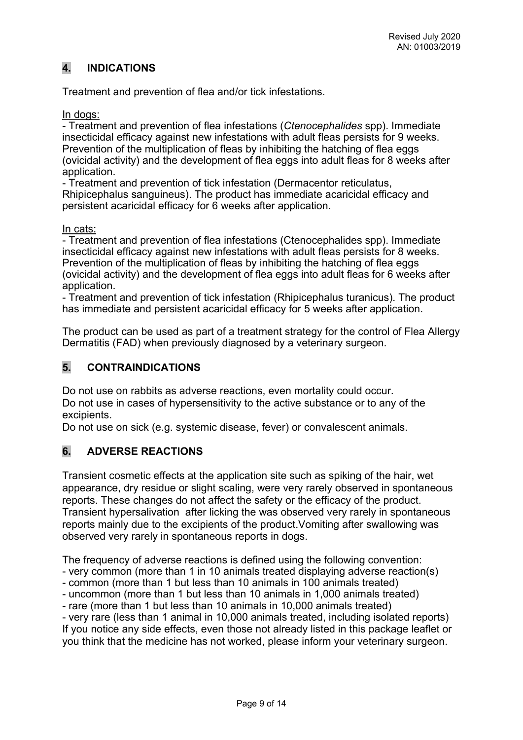## 4. INDICATIONS

Treatment and prevention of flea and/or tick infestations.

In dogs:

- Treatment and prevention of flea infestations (*Ctenocephalides* spp). Immediate insecticidal efficacy against new infestations with adult fleas persists for 9 weeks. Prevention of the multiplication of fleas by inhibiting the hatching of flea eggs (ovicidal activity) and the development of flea eggs into adult fleas for 8 weeks after application.
- Treatment and prevention of tick infestation (Dermacentor reticulatus, Rhipicephalus sanguineus). The product has immediate acaricidal efficacy and persistent acaricidal efficacy for 6 weeks after application.

In cats:

- Treatment and prevention of flea infestations (Ctenocephalides spp). Immediate insecticidal efficacy against new infestations with adult fleas persists for 8 weeks. Prevention of the multiplication of fleas by inhibiting the hatching of flea eggs (ovicidal activity) and the development of flea eggs into adult fleas for 6 weeks after application.
- Treatment and prevention of tick infestation (Rhipicephalus turanicus). The product has immediate and persistent acaricidal efficacy for 5 weeks after application.

The product can be used as part of a treatment strategy for the control of Flea Allergy Dermatitis (FAD) when previously diagnosed by a veterinary surgeon.

## 5. CONTRAINDICATIONS

Do not use on rabbits as adverse reactions, even mortality could occur.
Do not use in cases of hypersensitivity to the active substance or to any of the excipients.
Do not use on sick (e.g. systemic disease, fever) or convalescent animals.

## 6. ADVERSE REACTIONS

Transient cosmetic effects at the application site such as spiking of the hair, wet appearance, dry residue or slight scaling, were very rarely observed in spontaneous reports. These changes do not affect the safety or the efficacy of the product. Transient hypersalivation after licking the was observed very rarely in spontaneous reports mainly due to the excipients of the product.Vomiting after swallowing was observed very rarely in spontaneous reports in dogs.

The frequency of adverse reactions is defined using the following convention:
- very common (more than 1 in 10 animals treated displaying adverse reaction(s)
- common (more than 1 but less than 10 animals in 100 animals treated)
- uncommon (more than 1 but less than 10 animals in 1,000 animals treated)
- rare (more than 1 but less than 10 animals in 10,000 animals treated)
- very rare (less than 1 animal in 10,000 animals treated, including isolated reports)

If you notice any side effects, even those not already listed in this package leaflet or you think that the medicine has not worked, please inform your veterinary surgeon.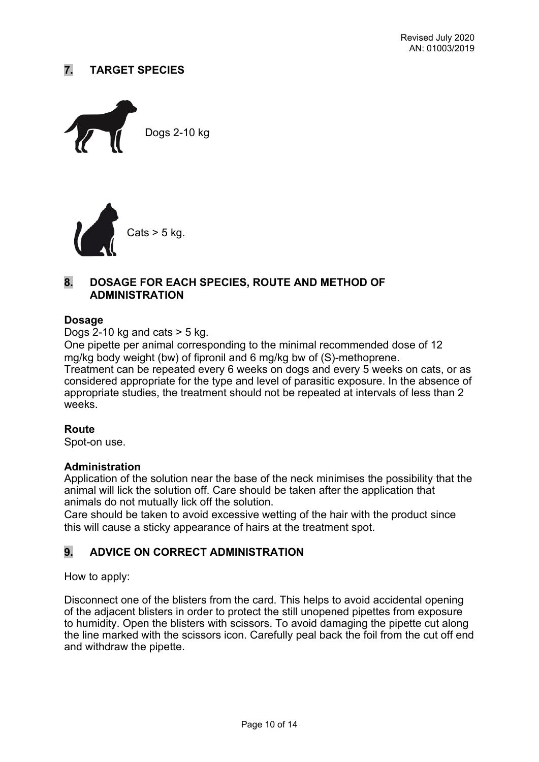## 7. TARGET SPECIES

Dogs 2-10 kg

Cats > 5 kg.

## 8. DOSAGE FOR EACH SPECIES, ROUTE AND METHOD OF ADMINISTRATION

**Dosage**

Dogs 2-10 kg and cats > 5 kg.

One pipette per animal corresponding to the minimal recommended dose of 12 mg/kg body weight (bw) of fipronil and 6 mg/kg bw of (S)-methoprene.

Treatment can be repeated every 6 weeks on dogs and every 5 weeks on cats, or as considered appropriate for the type and level of parasitic exposure. In the absence of appropriate studies, the treatment should not be repeated at intervals of less than 2 weeks.

**Route**

Spot-on use.

**Administration**

Application of the solution near the base of the neck minimises the possibility that the animal will lick the solution off. Care should be taken after the application that animals do not mutually lick off the solution.

Care should be taken to avoid excessive wetting of the hair with the product since this will cause a sticky appearance of hairs at the treatment spot.

## 9. ADVICE ON CORRECT ADMINISTRATION

How to apply:

Disconnect one of the blisters from the card. This helps to avoid accidental opening of the adjacent blisters in order to protect the still unopened pipettes from exposure to humidity. Open the blisters with scissors. To avoid damaging the pipette cut along the line marked with the scissors icon. Carefully peal back the foil from the cut off end and withdraw the pipette.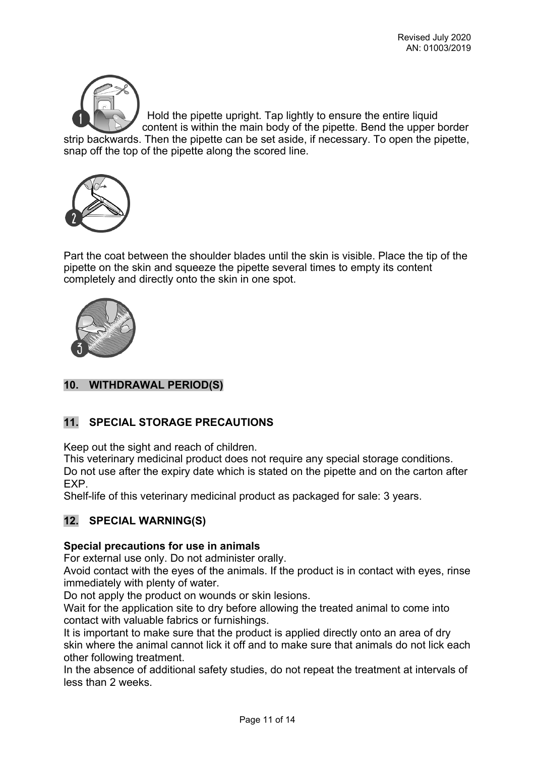Hold the pipette upright. Tap lightly to ensure the entire liquid content is within the main body of the pipette. Bend the upper border strip backwards. Then the pipette can be set aside, if necessary. To open the pipette, snap off the top of the pipette along the scored line.

Part the coat between the shoulder blades until the skin is visible. Place the tip of the pipette on the skin and squeeze the pipette several times to empty its content completely and directly onto the skin in one spot.

## 10. WITHDRAWAL PERIOD(S)

## 11. SPECIAL STORAGE PRECAUTIONS

Keep out the sight and reach of children.
This veterinary medicinal product does not require any special storage conditions.
Do not use after the expiry date which is stated on the pipette and on the carton after EXP.
Shelf-life of this veterinary medicinal product as packaged for sale: 3 years.

## 12. SPECIAL WARNING(S)

**Special precautions for use in animals**
For external use only. Do not administer orally.
Avoid contact with the eyes of the animals. If the product is in contact with eyes, rinse immediately with plenty of water.
Do not apply the product on wounds or skin lesions.
Wait for the application site to dry before allowing the treated animal to come into contact with valuable fabrics or furnishings.
It is important to make sure that the product is applied directly onto an area of dry skin where the animal cannot lick it off and to make sure that animals do not lick each other following treatment.
In the absence of additional safety studies, do not repeat the treatment at intervals of less than 2 weeks.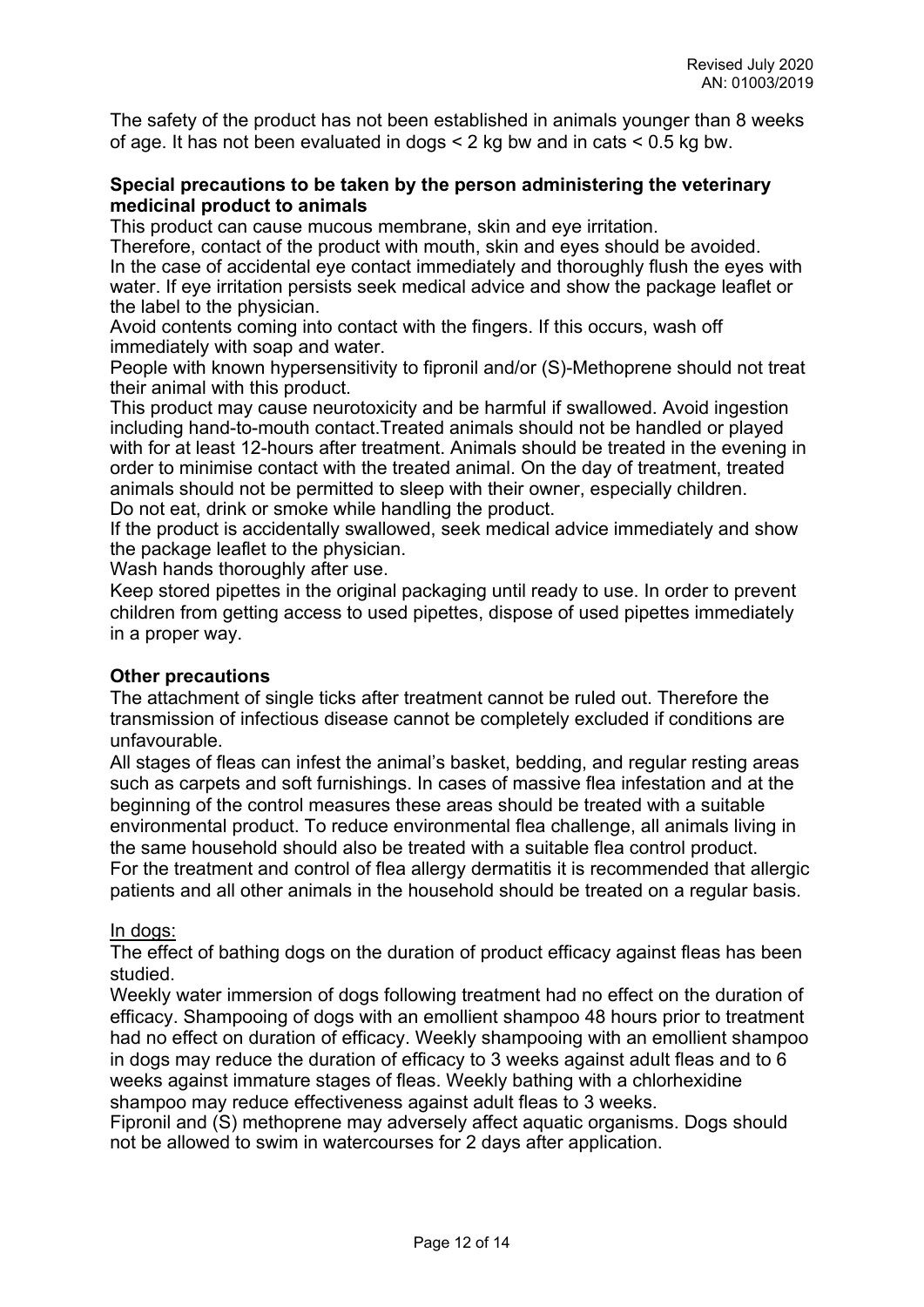The safety of the product has not been established in animals younger than 8 weeks of age. It has not been evaluated in dogs < 2 kg bw and in cats < 0.5 kg bw.

**Special precautions to be taken by the person administering the veterinary medicinal product to animals**

This product can cause mucous membrane, skin and eye irritation.
Therefore, contact of the product with mouth, skin and eyes should be avoided.
In the case of accidental eye contact immediately and thoroughly flush the eyes with water. If eye irritation persists seek medical advice and show the package leaflet or the label to the physician.
Avoid contents coming into contact with the fingers. If this occurs, wash off immediately with soap and water.
People with known hypersensitivity to fipronil and/or (S)-Methoprene should not treat their animal with this product.
This product may cause neurotoxicity and be harmful if swallowed. Avoid ingestion including hand-to-mouth contact.Treated animals should not be handled or played with for at least 12-hours after treatment. Animals should be treated in the evening in order to minimise contact with the treated animal. On the day of treatment, treated animals should not be permitted to sleep with their owner, especially children.
Do not eat, drink or smoke while handling the product.
If the product is accidentally swallowed, seek medical advice immediately and show the package leaflet to the physician.
Wash hands thoroughly after use.
Keep stored pipettes in the original packaging until ready to use. In order to prevent children from getting access to used pipettes, dispose of used pipettes immediately in a proper way.

**Other precautions**

The attachment of single ticks after treatment cannot be ruled out. Therefore the transmission of infectious disease cannot be completely excluded if conditions are unfavourable.
All stages of fleas can infest the animal's basket, bedding, and regular resting areas such as carpets and soft furnishings. In cases of massive flea infestation and at the beginning of the control measures these areas should be treated with a suitable environmental product. To reduce environmental flea challenge, all animals living in the same household should also be treated with a suitable flea control product.
For the treatment and control of flea allergy dermatitis it is recommended that allergic patients and all other animals in the household should be treated on a regular basis.

In dogs:

The effect of bathing dogs on the duration of product efficacy against fleas has been studied.
Weekly water immersion of dogs following treatment had no effect on the duration of efficacy. Shampooing of dogs with an emollient shampoo 48 hours prior to treatment had no effect on duration of efficacy. Weekly shampooing with an emollient shampoo in dogs may reduce the duration of efficacy to 3 weeks against adult fleas and to 6 weeks against immature stages of fleas. Weekly bathing with a chlorhexidine shampoo may reduce effectiveness against adult fleas to 3 weeks.
Fipronil and (S) methoprene may adversely affect aquatic organisms. Dogs should not be allowed to swim in watercourses for 2 days after application.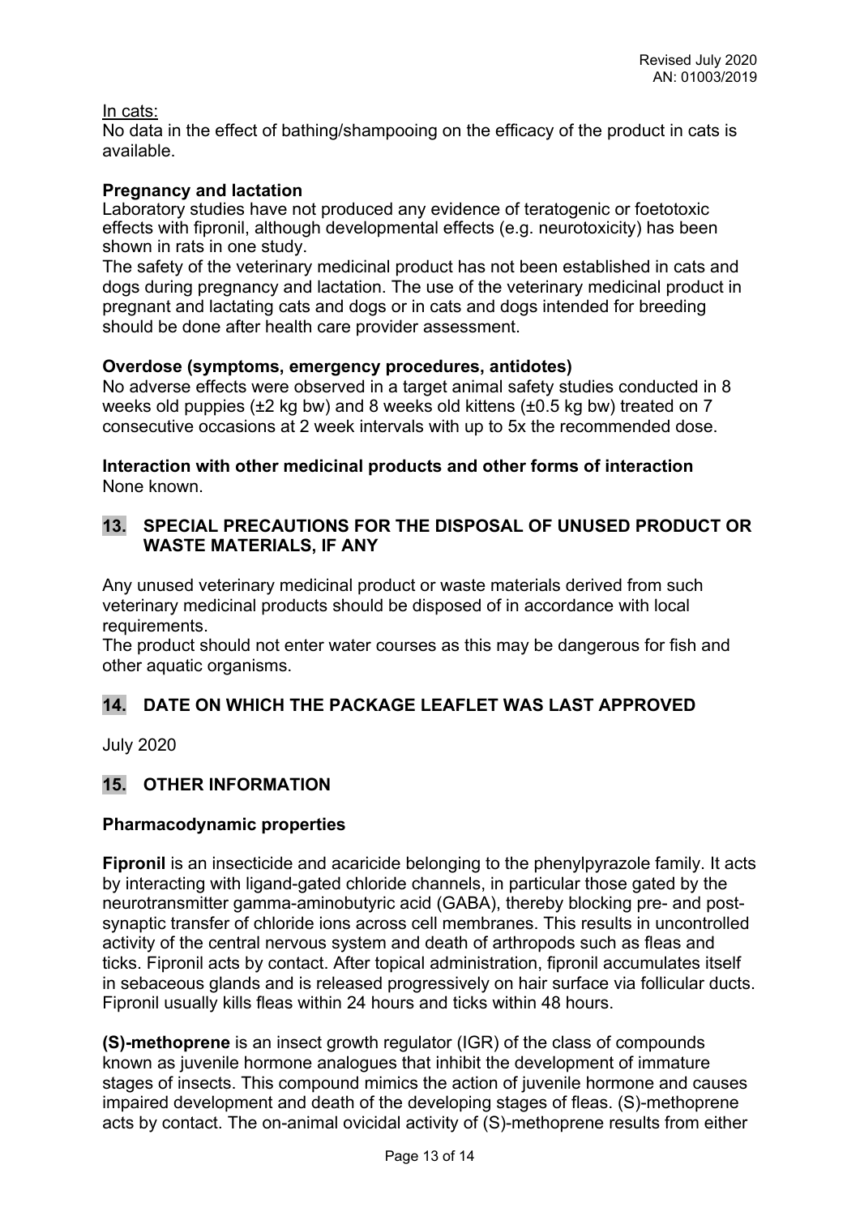In cats:
No data in the effect of bathing/shampooing on the efficacy of the product in cats is available.

**Pregnancy and lactation**
Laboratory studies have not produced any evidence of teratogenic or foetotoxic effects with fipronil, although developmental effects (e.g. neurotoxicity) has been shown in rats in one study.
The safety of the veterinary medicinal product has not been established in cats and dogs during pregnancy and lactation. The use of the veterinary medicinal product in pregnant and lactating cats and dogs or in cats and dogs intended for breeding should be done after health care provider assessment.

**Overdose (symptoms, emergency procedures, antidotes)**
No adverse effects were observed in a target animal safety studies conducted in 8 weeks old puppies (±2 kg bw) and 8 weeks old kittens (±0.5 kg bw) treated on 7 consecutive occasions at 2 week intervals with up to 5x the recommended dose.

**Interaction with other medicinal products and other forms of interaction**
None known.

## 13. SPECIAL PRECAUTIONS FOR THE DISPOSAL OF UNUSED PRODUCT OR WASTE MATERIALS, IF ANY

Any unused veterinary medicinal product or waste materials derived from such veterinary medicinal products should be disposed of in accordance with local requirements.
The product should not enter water courses as this may be dangerous for fish and other aquatic organisms.

## 14. DATE ON WHICH THE PACKAGE LEAFLET WAS LAST APPROVED

July 2020

## 15. OTHER INFORMATION

**Pharmacodynamic properties**

**Fipronil** is an insecticide and acaricide belonging to the phenylpyrazole family. It acts by interacting with ligand-gated chloride channels, in particular those gated by the neurotransmitter gamma-aminobutyric acid (GABA), thereby blocking pre- and post-synaptic transfer of chloride ions across cell membranes. This results in uncontrolled activity of the central nervous system and death of arthropods such as fleas and ticks. Fipronil acts by contact. After topical administration, fipronil accumulates itself in sebaceous glands and is released progressively on hair surface via follicular ducts. Fipronil usually kills fleas within 24 hours and ticks within 48 hours.

**(S)-methoprene** is an insect growth regulator (IGR) of the class of compounds known as juvenile hormone analogues that inhibit the development of immature stages of insects. This compound mimics the action of juvenile hormone and causes impaired development and death of the developing stages of fleas. (S)-methoprene acts by contact. The on-animal ovicidal activity of (S)-methoprene results from either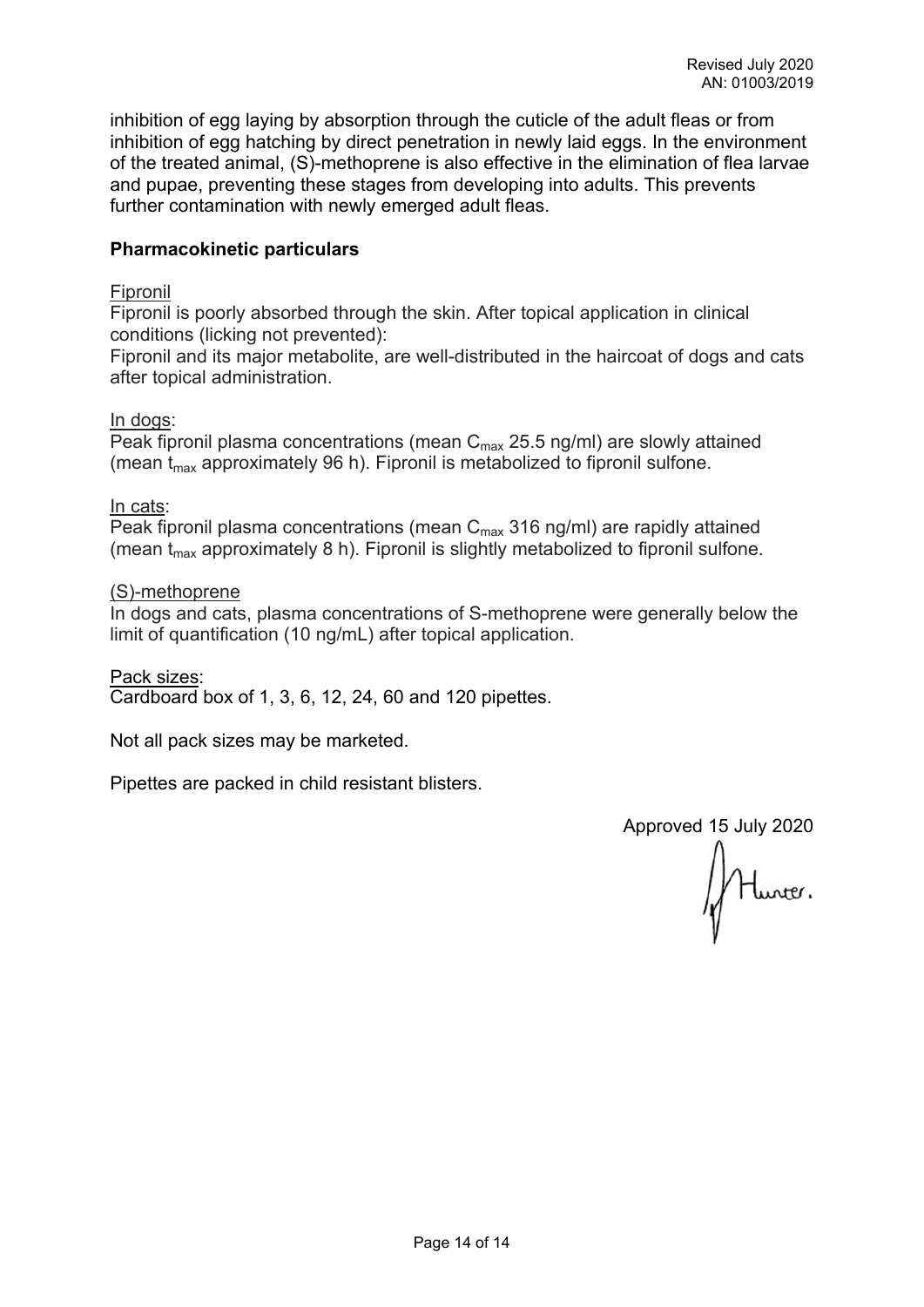inhibition of egg laying by absorption through the cuticle of the adult fleas or from inhibition of egg hatching by direct penetration in newly laid eggs. In the environment of the treated animal, (S)-methoprene is also effective in the elimination of flea larvae and pupae, preventing these stages from developing into adults. This prevents further contamination with newly emerged adult fleas.

**Pharmacokinetic particulars**

Fipronil

Fipronil is poorly absorbed through the skin. After topical application in clinical conditions (licking not prevented):

Fipronil and its major metabolite, are well-distributed in the haircoat of dogs and cats after topical administration.

In dogs:

Peak fipronil plasma concentrations (mean $C_{max}$ 25.5 ng/ml) are slowly attained (mean $t_{max}$ approximately 96 h). Fipronil is metabolized to fipronil sulfone.

In cats:

Peak fipronil plasma concentrations (mean $C_{max}$ 316 ng/ml) are rapidly attained (mean $t_{max}$ approximately 8 h). Fipronil is slightly metabolized to fipronil sulfone.

(S)-methoprene

In dogs and cats, plasma concentrations of S-methoprene were generally below the limit of quantification (10 ng/mL) after topical application.

Pack sizes:

Cardboard box of 1, 3, 6, 12, 24, 60 and 120 pipettes.

Not all pack sizes may be marketed.

Pipettes are packed in child resistant blisters.

Approved 15 July 2020

J Hunter.